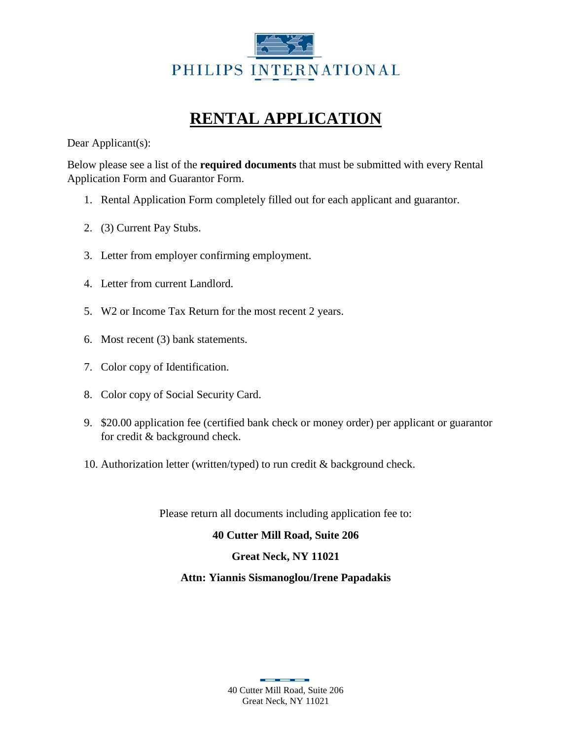PHILIPS INTERNATIONAL

# RENTAL APPLICATION

Dear Applicant(s):

Below please see a list of the **required documents** that must be submitted with every Rental Application Form and Guarantor Form.

1. Rental Application Form completely filled out for each applicant and guarantor.
2. (3) Current Pay Stubs.
3. Letter from employer confirming employment.
4. Letter from current Landlord.
5. W2 or Income Tax Return for the most recent 2 years.
6. Most recent (3) bank statements.
7. Color copy of Identification.
8. Color copy of Social Security Card.
9. $20.00 application fee (certified bank check or money order) per applicant or guarantor for credit & background check.
10. Authorization letter (written/typed) to run credit & background check.

Please return all documents including application fee to:

**40 Cutter Mill Road, Suite 206**

**Great Neck, NY 11021**

**Attn: Yiannis Sismanoglou/Irene Papadakis**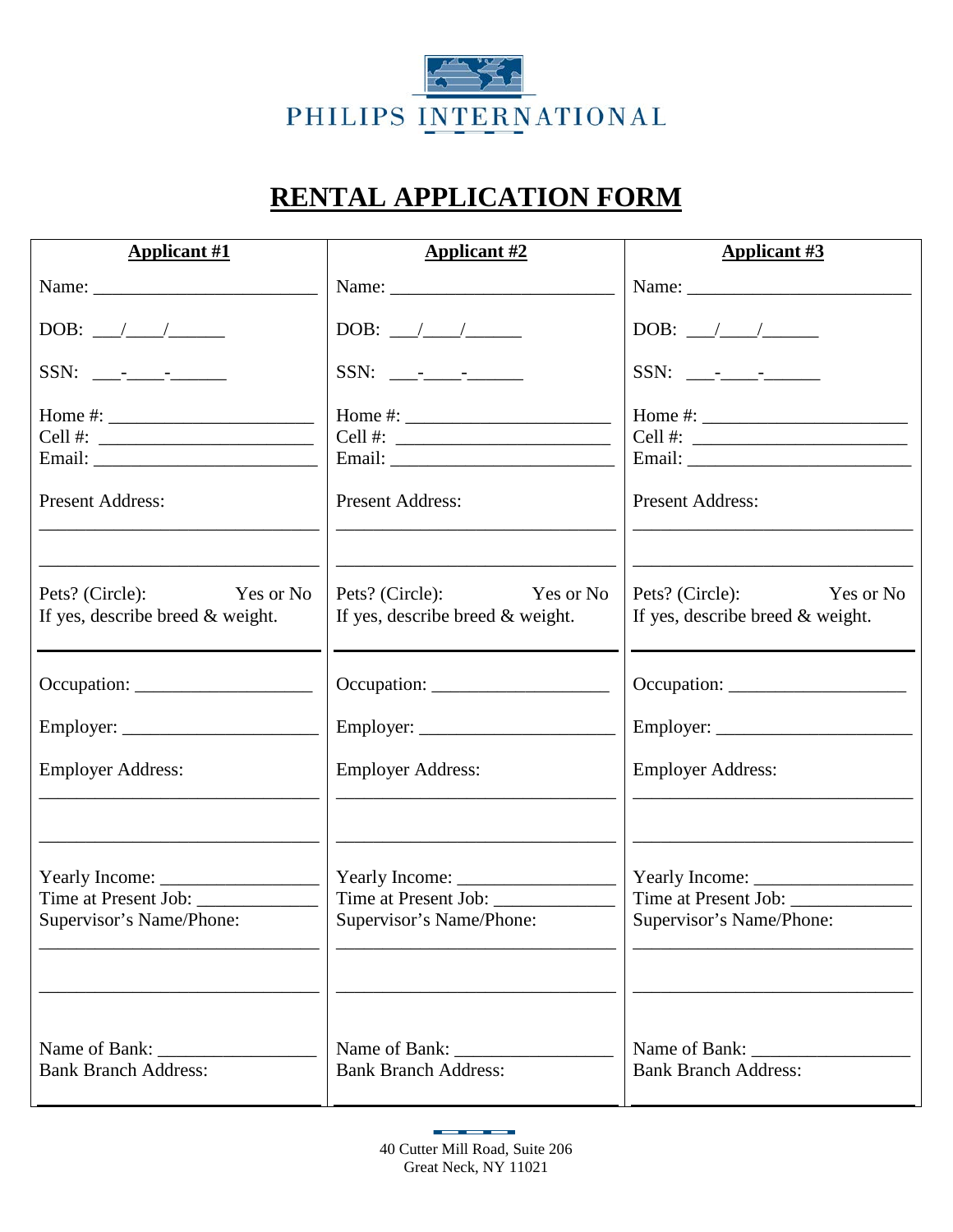PHILIPS INTERNATIONAL

# RENTAL APPLICATION FORM

| Applicant #1 | Applicant #2 | Applicant #3 |
|---|---|---|
| Name: ________________________ | Name: ________________________ | Name: ________________________ |
| DOB: ___/____/______ | DOB: ___/____/______ | DOB: ___/____/______ |
| SSN: ___-____-______ | SSN: ___-____-______ | SSN: ___-____-______ |
| Home #: ______________________<br>Cell #: ______________________<br>Email: ______________________ | Home #: ______________________<br>Cell #: ______________________<br>Email: ______________________ | Home #: ______________________<br>Cell #: ______________________<br>Email: ______________________ |
| Present Address:<br>______________________________<br>______________________________ | Present Address:<br>______________________________<br>______________________________ | Present Address:<br>______________________________<br>______________________________ |
| Pets? (Circle): Yes or No<br>If yes, describe breed & weight. | Pets? (Circle): Yes or No<br>If yes, describe breed & weight. | Pets? (Circle): Yes or No<br>If yes, describe breed & weight. |
| Occupation: ___________________ | Occupation: ___________________ | Occupation: ___________________ |
| Employer: _____________________ | Employer: _____________________ | Employer: _____________________ |
| Employer Address:<br>______________________________<br>______________________________ | Employer Address:<br>______________________________<br>______________________________ | Employer Address:<br>______________________________<br>______________________________ |
| Yearly Income: ________________<br>Time at Present Job: ____________<br>Supervisor's Name/Phone:<br>______________________________<br>______________________________ | Yearly Income: ________________<br>Time at Present Job: ____________<br>Supervisor's Name/Phone:<br>______________________________<br>______________________________ | Yearly Income: ________________<br>Time at Present Job: ____________<br>Supervisor's Name/Phone:<br>______________________________<br>______________________________ |
| Name of Bank: _________________<br>Bank Branch Address: | Name of Bank: _________________<br>Bank Branch Address: | Name of Bank: _________________<br>Bank Branch Address: |

40 Cutter Mill Road, Suite 206
Great Neck, NY 11021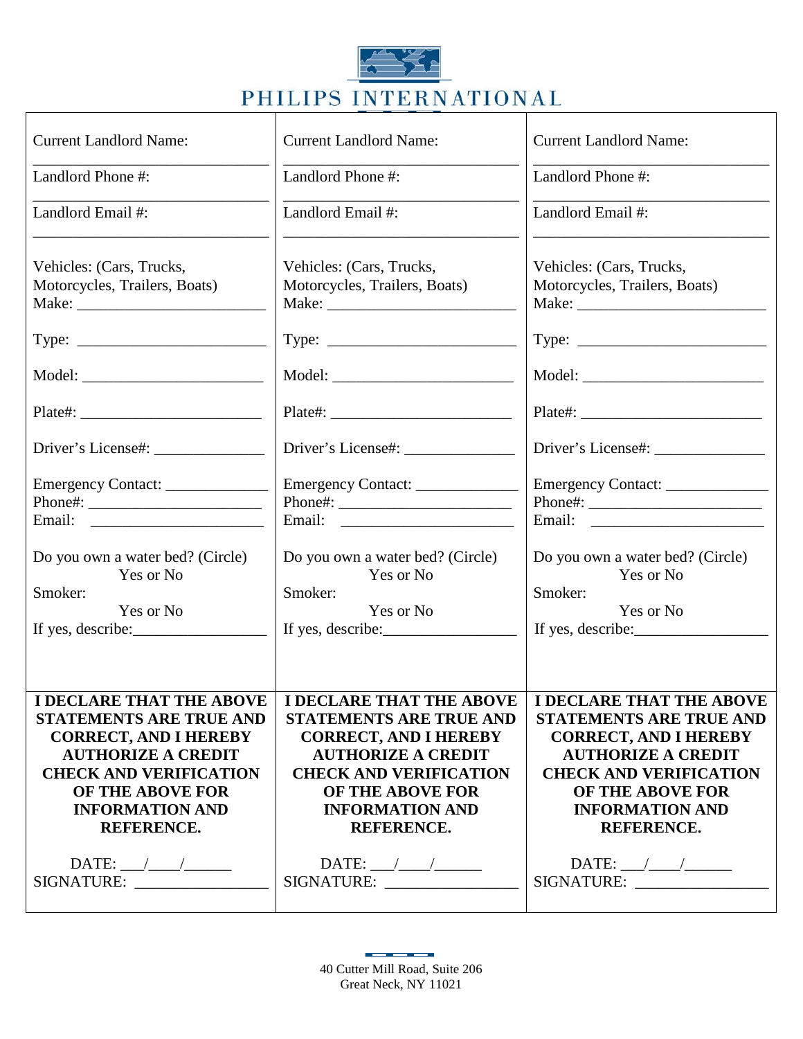# PHILIPS INTERNATIONAL

| | | |
|---|---|---|
| Current Landlord Name: ______________________________ | Current Landlord Name: ______________________________ | Current Landlord Name: ______________________________ |
| Landlord Phone #: ______________________________ | Landlord Phone #: ______________________________ | Landlord Phone #: ______________________________ |
| Landlord Email #: ______________________________ | Landlord Email #: ______________________________ | Landlord Email #: ______________________________ |
| Vehicles: (Cars, Trucks, Motorcycles, Trailers, Boats) Make: ________________________ | Vehicles: (Cars, Trucks, Motorcycles, Trailers, Boats) Make: ________________________ | Vehicles: (Cars, Trucks, Motorcycles, Trailers, Boats) Make: ________________________ |
| Type: ________________________ | Type: ________________________ | Type: ________________________ |
| Model: ________________________ | Model: ________________________ | Model: ________________________ |
| Plate#: ________________________ | Plate#: ________________________ | Plate#: ________________________ |
| Driver's License#: ______________ | Driver's License#: ______________ | Driver's License#: ______________ |
| Emergency Contact: _____________ Phone#: _______________________ Email: _______________________ | Emergency Contact: _____________ Phone#: _______________________ Email: _______________________ | Emergency Contact: _____________ Phone#: _______________________ Email: _______________________ |
| Do you own a water bed? (Circle) Yes or No | Do you own a water bed? (Circle) Yes or No | Do you own a water bed? (Circle) Yes or No |
| Smoker: Yes or No | Smoker: Yes or No | Smoker: Yes or No |
| If yes, describe:_________________ | If yes, describe:_________________ | If yes, describe:_________________ |
| **I DECLARE THAT THE ABOVE STATEMENTS ARE TRUE AND CORRECT, AND I HEREBY AUTHORIZE A CREDIT CHECK AND VERIFICATION OF THE ABOVE FOR INFORMATION AND REFERENCE.** | **I DECLARE THAT THE ABOVE STATEMENTS ARE TRUE AND CORRECT, AND I HEREBY AUTHORIZE A CREDIT CHECK AND VERIFICATION OF THE ABOVE FOR INFORMATION AND REFERENCE.** | **I DECLARE THAT THE ABOVE STATEMENTS ARE TRUE AND CORRECT, AND I HEREBY AUTHORIZE A CREDIT CHECK AND VERIFICATION OF THE ABOVE FOR INFORMATION AND REFERENCE.** |
| DATE: ___/____/______ SIGNATURE: _________________ | DATE: ___/____/______ SIGNATURE: _________________ | DATE: ___/____/______ SIGNATURE: _________________ |

40 Cutter Mill Road, Suite 206
Great Neck, NY 11021